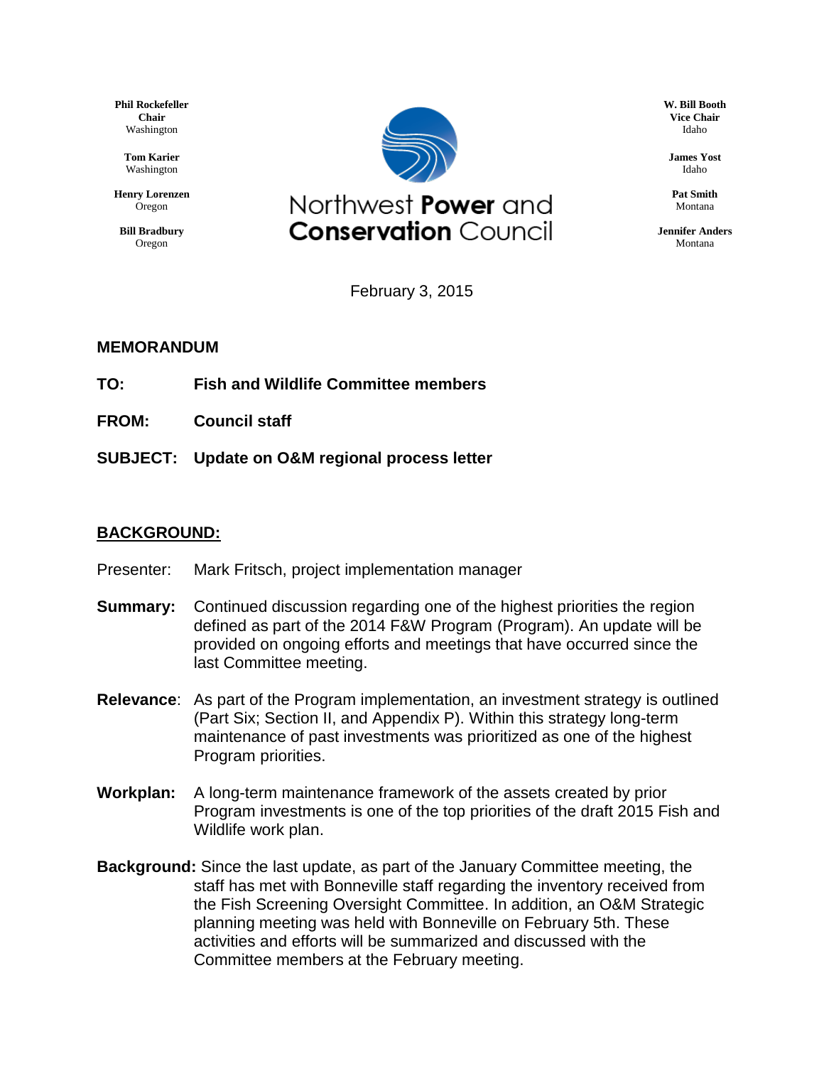**Phil Rockefeller**
**Chair**
Washington

**Tom Karier**
Washington

**Henry Lorenzen**
Oregon

**Bill Bradbury**
Oregon

Northwest **Power** and
**Conservation** Council

**W. Bill Booth**
**Vice Chair**
Idaho

**James Yost**
Idaho

**Pat Smith**
Montana

**Jennifer Anders**
Montana

February 3, 2015

**MEMORANDUM**

**TO:** **Fish and Wildlife Committee members**

**FROM:** **Council staff**

**SUBJECT:** **Update on O&M regional process letter**

## BACKGROUND:

Presenter: Mark Fritsch, project implementation manager

**Summary:** Continued discussion regarding one of the highest priorities the region defined as part of the 2014 F&W Program (Program). An update will be provided on ongoing efforts and meetings that have occurred since the last Committee meeting.

**Relevance**: As part of the Program implementation, an investment strategy is outlined (Part Six; Section II, and Appendix P). Within this strategy long-term maintenance of past investments was prioritized as one of the highest Program priorities.

**Workplan:** A long-term maintenance framework of the assets created by prior Program investments is one of the top priorities of the draft 2015 Fish and Wildlife work plan.

**Background:** Since the last update, as part of the January Committee meeting, the staff has met with Bonneville staff regarding the inventory received from the Fish Screening Oversight Committee. In addition, an O&M Strategic planning meeting was held with Bonneville on February 5th. These activities and efforts will be summarized and discussed with the Committee members at the February meeting.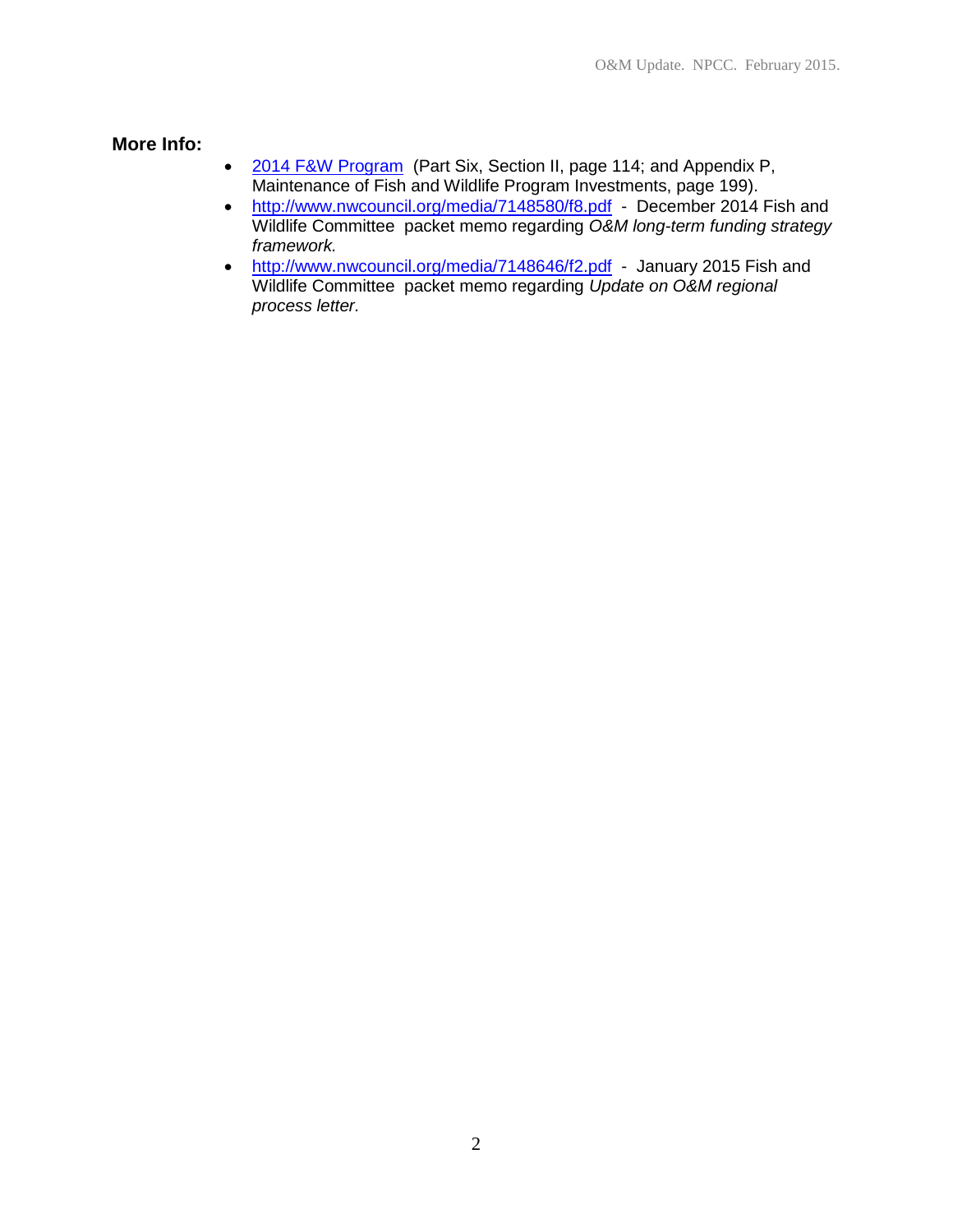**More Info:**

- [2014 F&W Program](2014 F&W Program) (Part Six, Section II, page 114; and Appendix P, Maintenance of Fish and Wildlife Program Investments, page 199).
- http://www.nwcouncil.org/media/7148580/f8.pdf - December 2014 Fish and Wildlife Committee packet memo regarding *O&M long-term funding strategy framework.*
- http://www.nwcouncil.org/media/7148646/f2.pdf - January 2015 Fish and Wildlife Committee packet memo regarding *Update on O&M regional process letter.*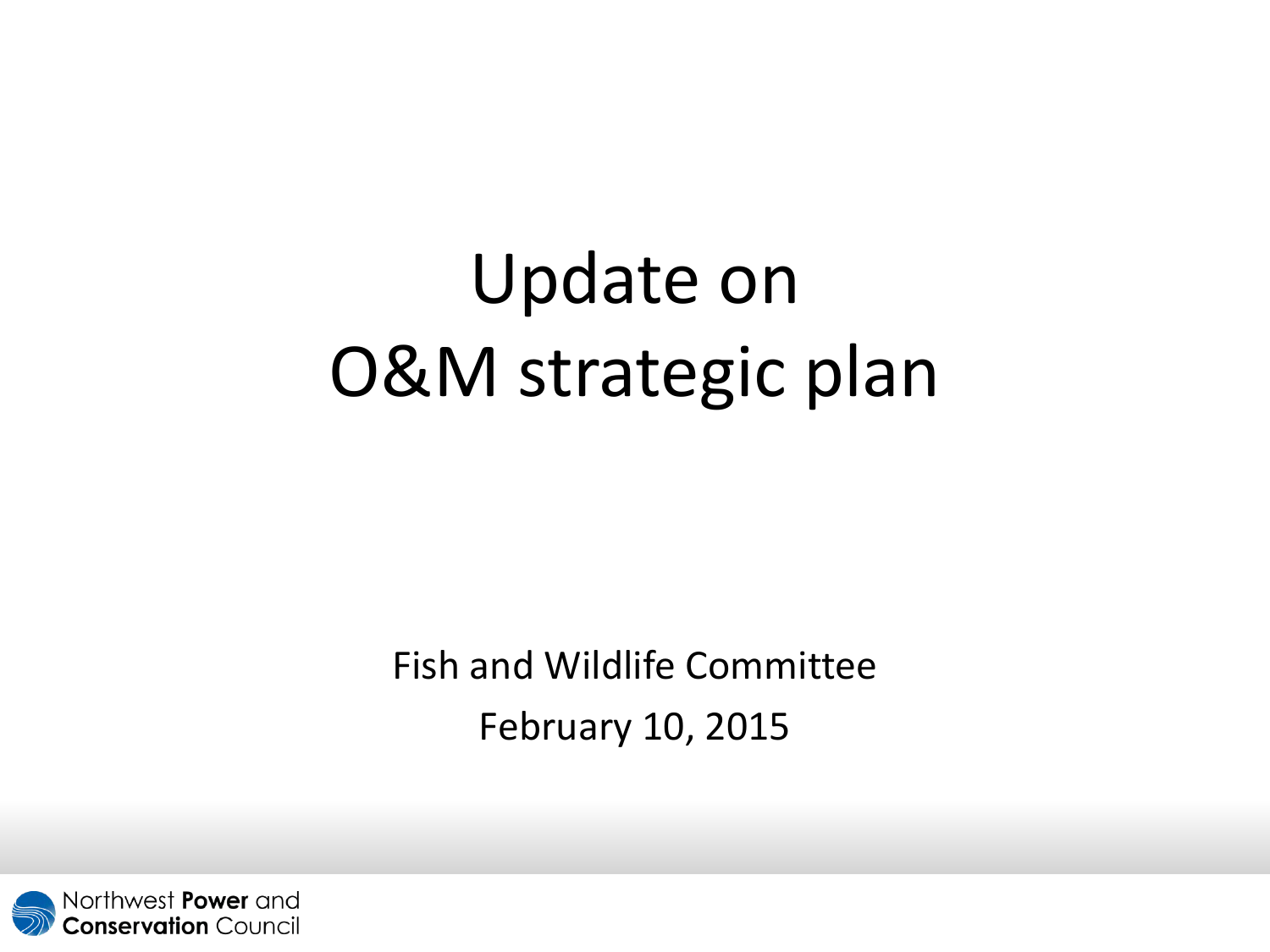# Update on O&M strategic plan

Fish and Wildlife Committee

February 10, 2015

Northwest **Power** and **Conservation** Council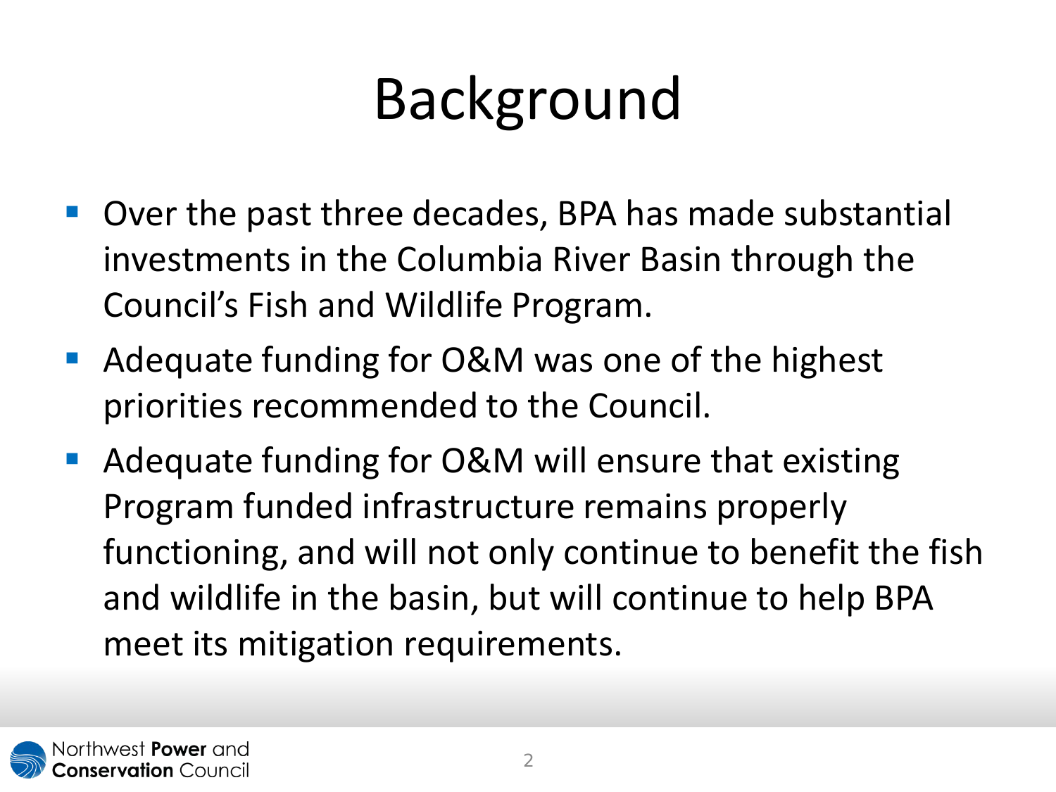# Background

- Over the past three decades, BPA has made substantial investments in the Columbia River Basin through the Council's Fish and Wildlife Program.
- Adequate funding for O&M was one of the highest priorities recommended to the Council.
- Adequate funding for O&M will ensure that existing Program funded infrastructure remains properly functioning, and will not only continue to benefit the fish and wildlife in the basin, but will continue to help BPA meet its mitigation requirements.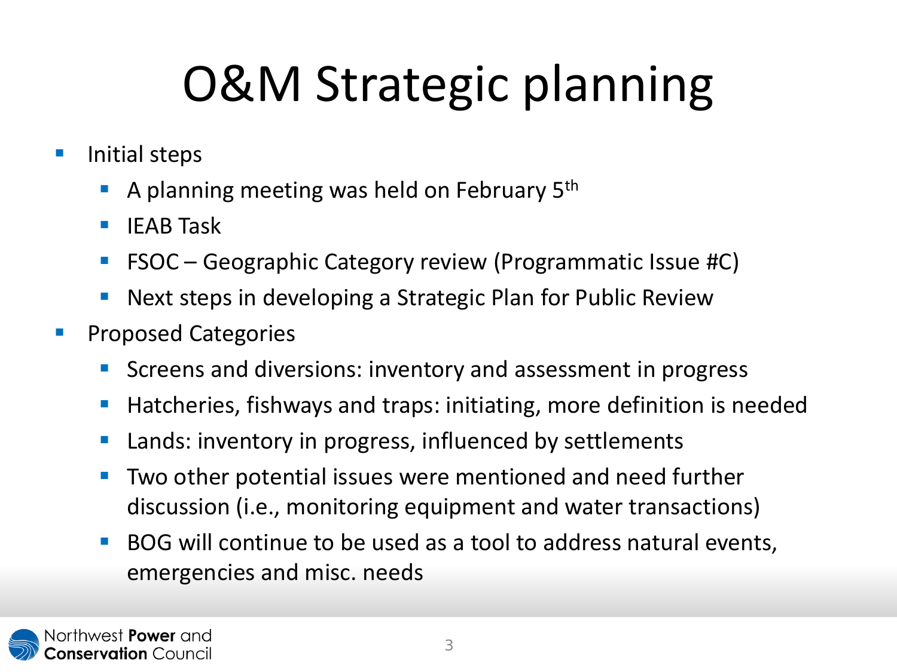# O&M Strategic planning

- Initial steps
  - A planning meeting was held on February 5th
  - IEAB Task
  - FSOC – Geographic Category review (Programmatic Issue #C)
  - Next steps in developing a Strategic Plan for Public Review
- Proposed Categories
  - Screens and diversions: inventory and assessment in progress
  - Hatcheries, fishways and traps: initiating, more definition is needed
  - Lands: inventory in progress, influenced by settlements
  - Two other potential issues were mentioned and need further discussion (i.e., monitoring equipment and water transactions)
  - BOG will continue to be used as a tool to address natural events, emergencies and misc. needs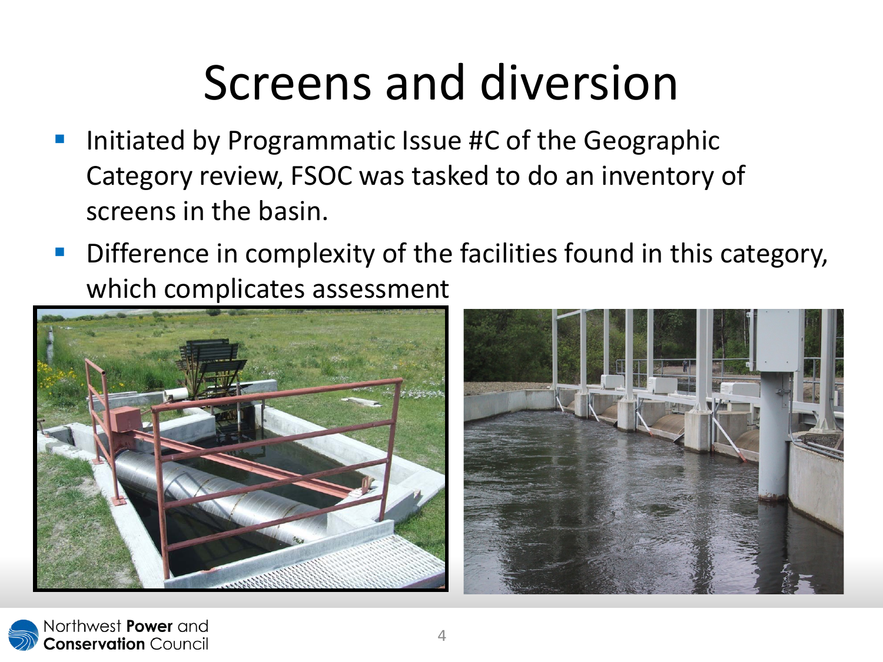# Screens and diversion

- Initiated by Programmatic Issue #C of the Geographic Category review, FSOC was tasked to do an inventory of screens in the basin.
- Difference in complexity of the facilities found in this category, which complicates assessment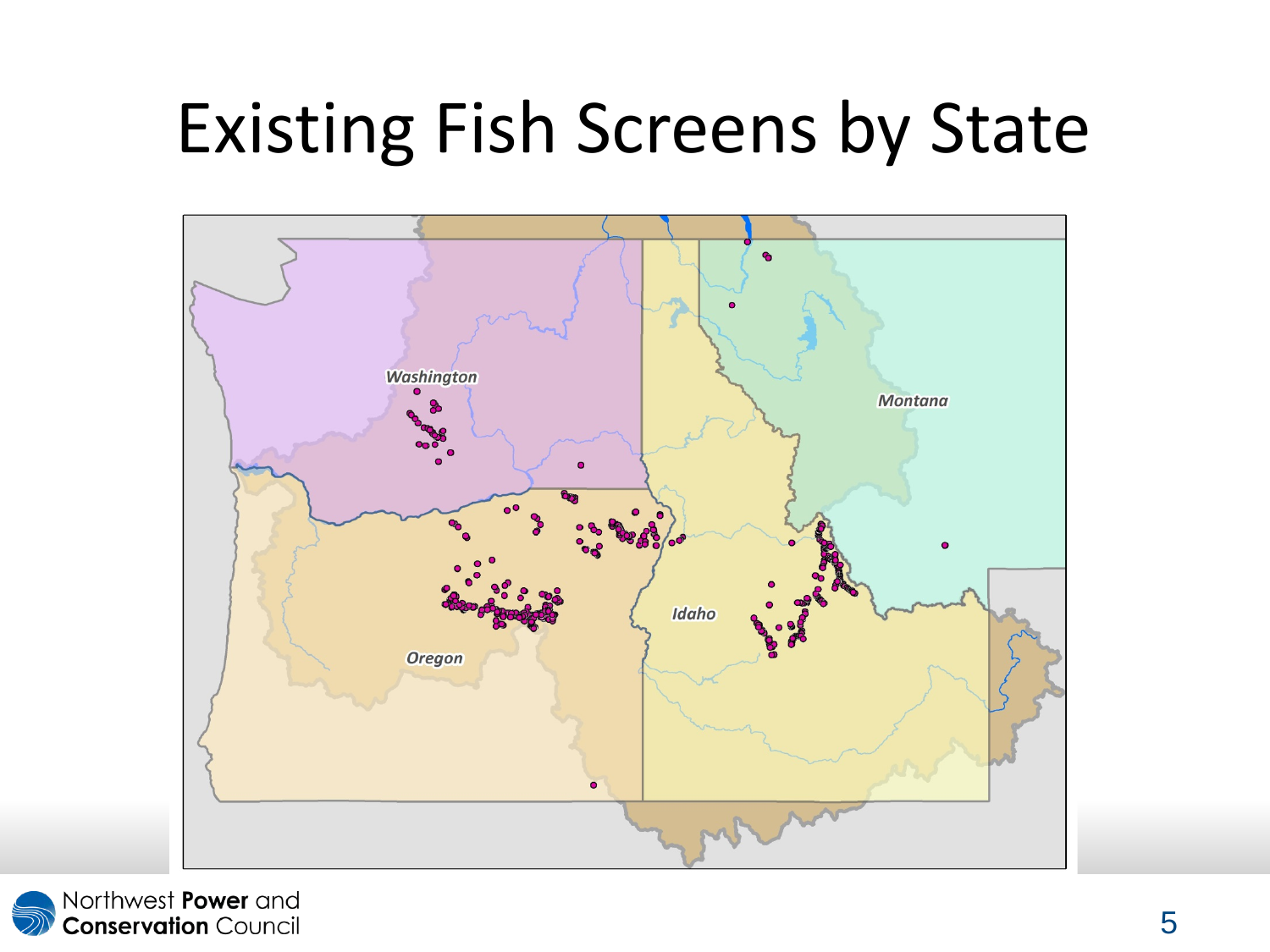# Existing Fish Screens by State

Washington

Montana

Idaho

Oregon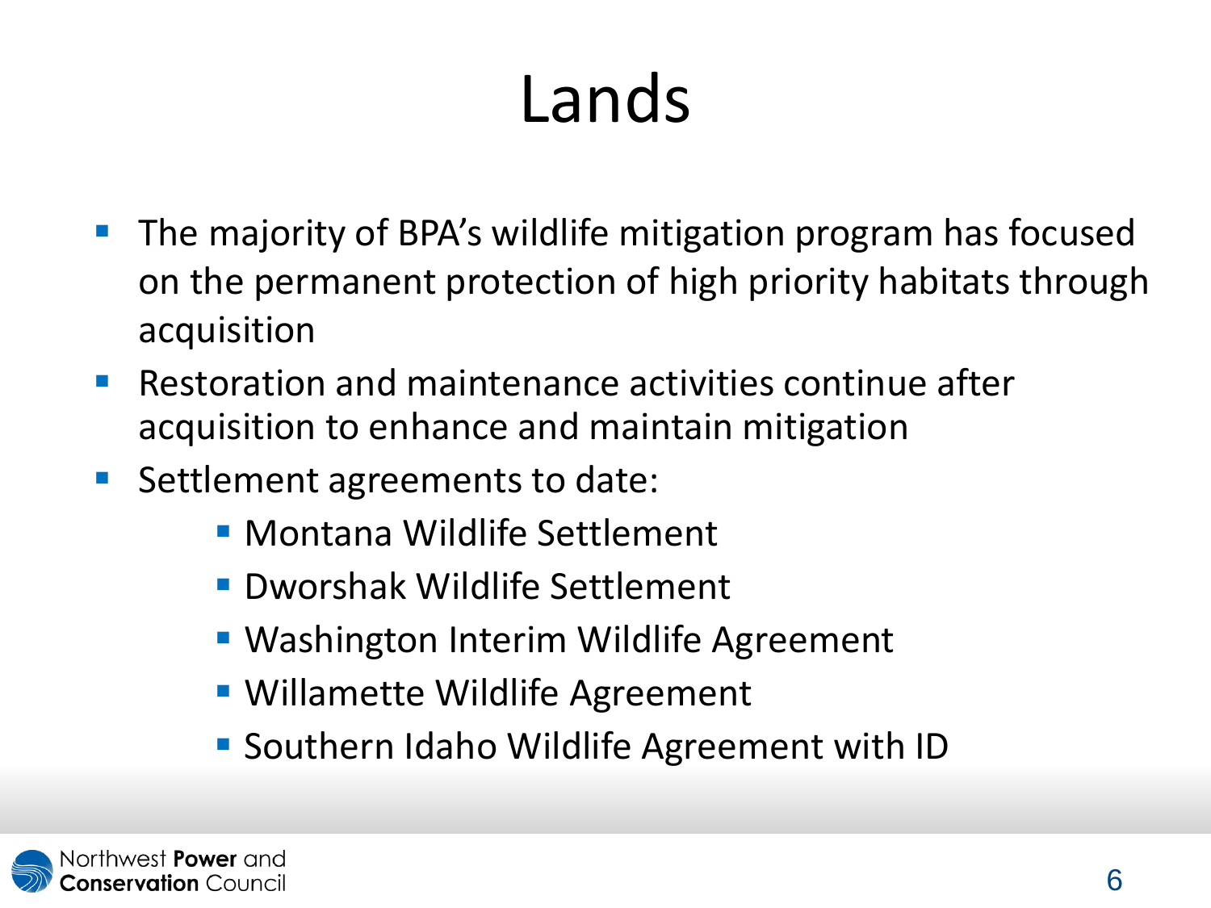# Lands

- The majority of BPA's wildlife mitigation program has focused on the permanent protection of high priority habitats through acquisition
- Restoration and maintenance activities continue after acquisition to enhance and maintain mitigation
- Settlement agreements to date:
  - Montana Wildlife Settlement
  - Dworshak Wildlife Settlement
  - Washington Interim Wildlife Agreement
  - Willamette Wildlife Agreement
  - Southern Idaho Wildlife Agreement with ID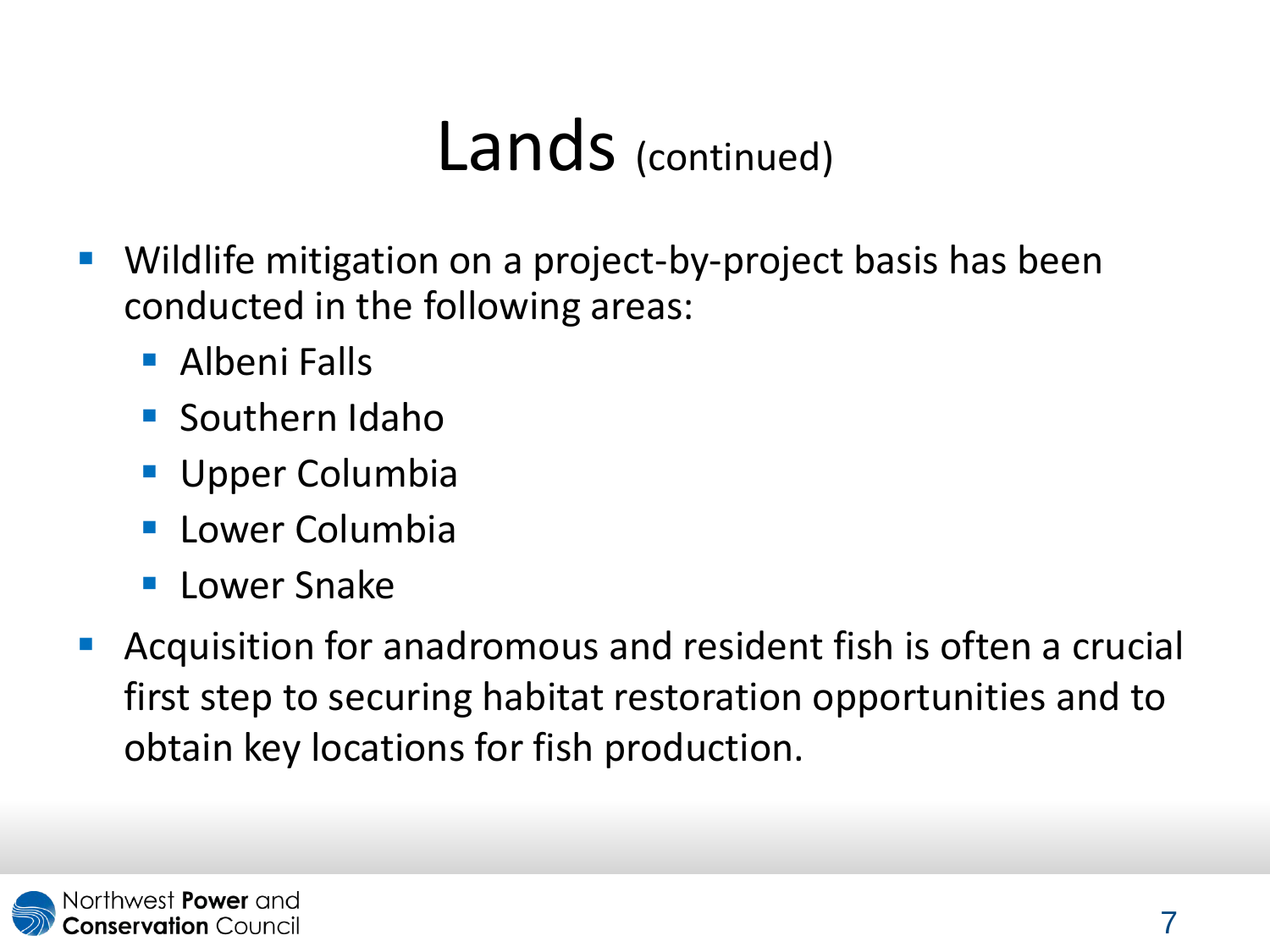# Lands (continued)

- Wildlife mitigation on a project-by-project basis has been conducted in the following areas:
  - Albeni Falls
  - Southern Idaho
  - Upper Columbia
  - Lower Columbia
  - Lower Snake
- Acquisition for anadromous and resident fish is often a crucial first step to securing habitat restoration opportunities and to obtain key locations for fish production.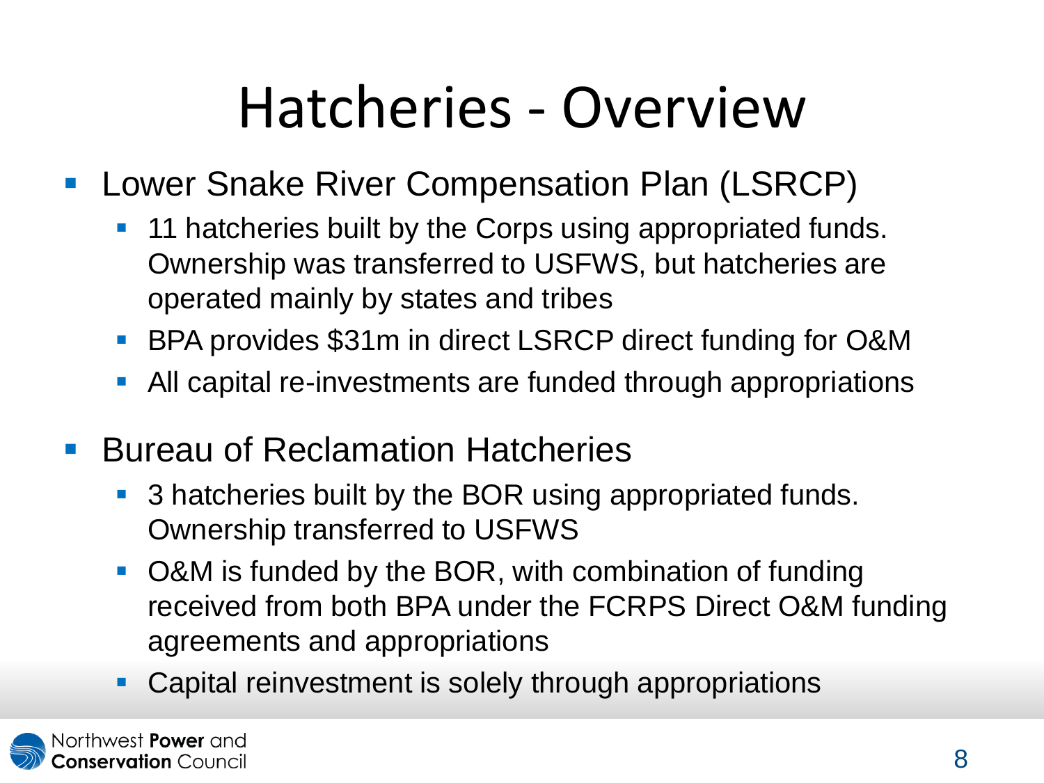# Hatcheries - Overview

- Lower Snake River Compensation Plan (LSRCP)
  - 11 hatcheries built by the Corps using appropriated funds. Ownership was transferred to USFWS, but hatcheries are operated mainly by states and tribes
  - BPA provides $31m in direct LSRCP direct funding for O&M
  - All capital re-investments are funded through appropriations
- Bureau of Reclamation Hatcheries
  - 3 hatcheries built by the BOR using appropriated funds. Ownership transferred to USFWS
  - O&M is funded by the BOR, with combination of funding received from both BPA under the FCRPS Direct O&M funding agreements and appropriations
  - Capital reinvestment is solely through appropriations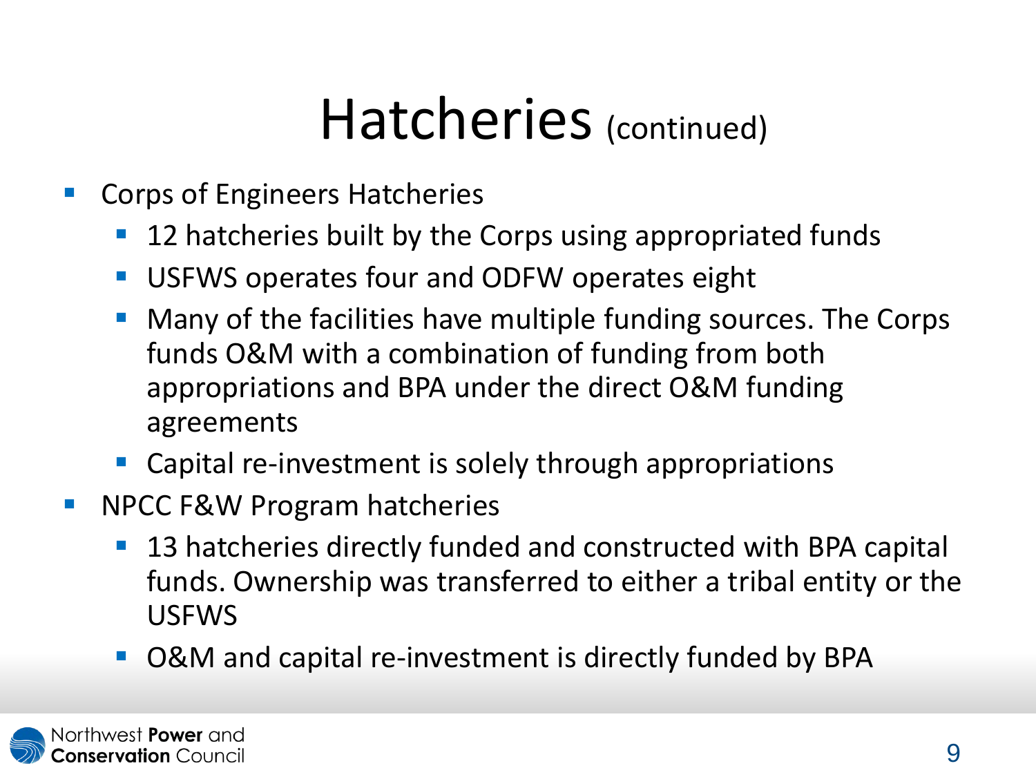# Hatcheries (continued)

- Corps of Engineers Hatcheries
  - 12 hatcheries built by the Corps using appropriated funds
  - USFWS operates four and ODFW operates eight
  - Many of the facilities have multiple funding sources. The Corps funds O&M with a combination of funding from both appropriations and BPA under the direct O&M funding agreements
  - Capital re-investment is solely through appropriations
- NPCC F&W Program hatcheries
  - 13 hatcheries directly funded and constructed with BPA capital funds. Ownership was transferred to either a tribal entity or the USFWS
  - O&M and capital re-investment is directly funded by BPA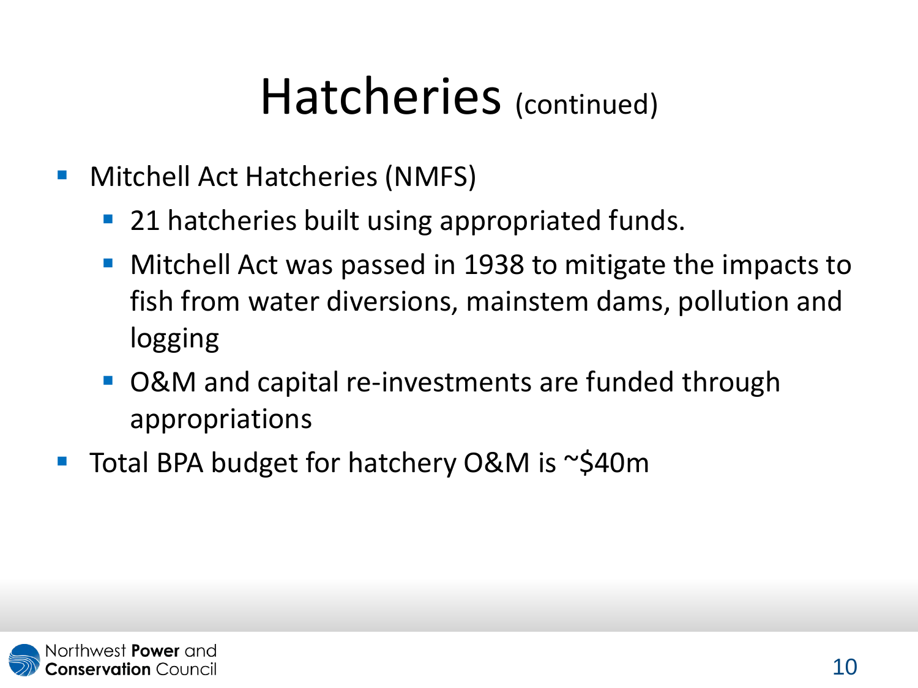# Hatcheries (continued)

- Mitchell Act Hatcheries (NMFS)
  - 21 hatcheries built using appropriated funds.
  - Mitchell Act was passed in 1938 to mitigate the impacts to fish from water diversions, mainstem dams, pollution and logging
  - O&M and capital re-investments are funded through appropriations
- Total BPA budget for hatchery O&M is ~$40m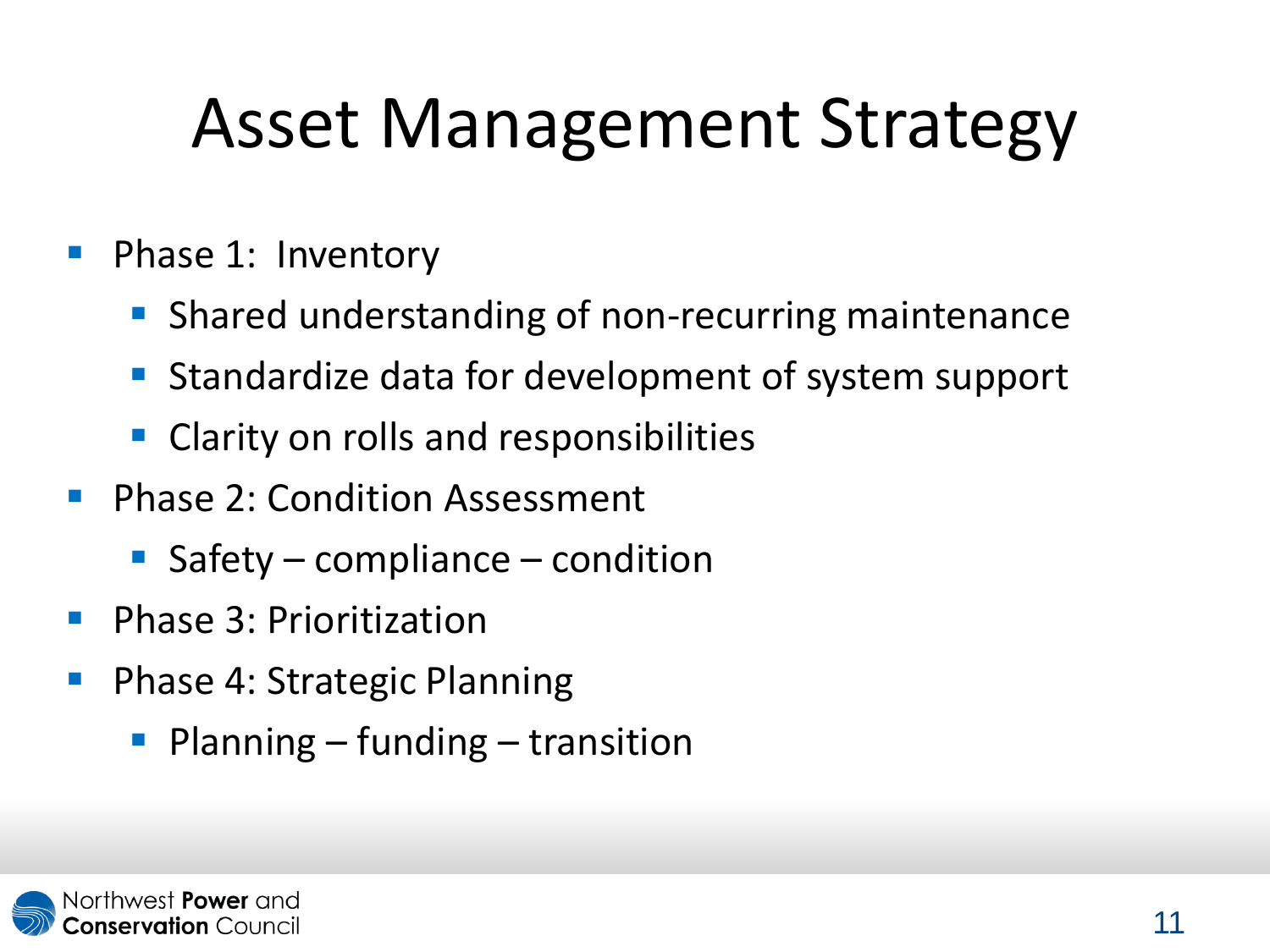# Asset Management Strategy

- Phase 1: Inventory
  - Shared understanding of non-recurring maintenance
  - Standardize data for development of system support
  - Clarity on rolls and responsibilities
- Phase 2: Condition Assessment
  - Safety – compliance – condition
- Phase 3: Prioritization
- Phase 4: Strategic Planning
  - Planning – funding – transition